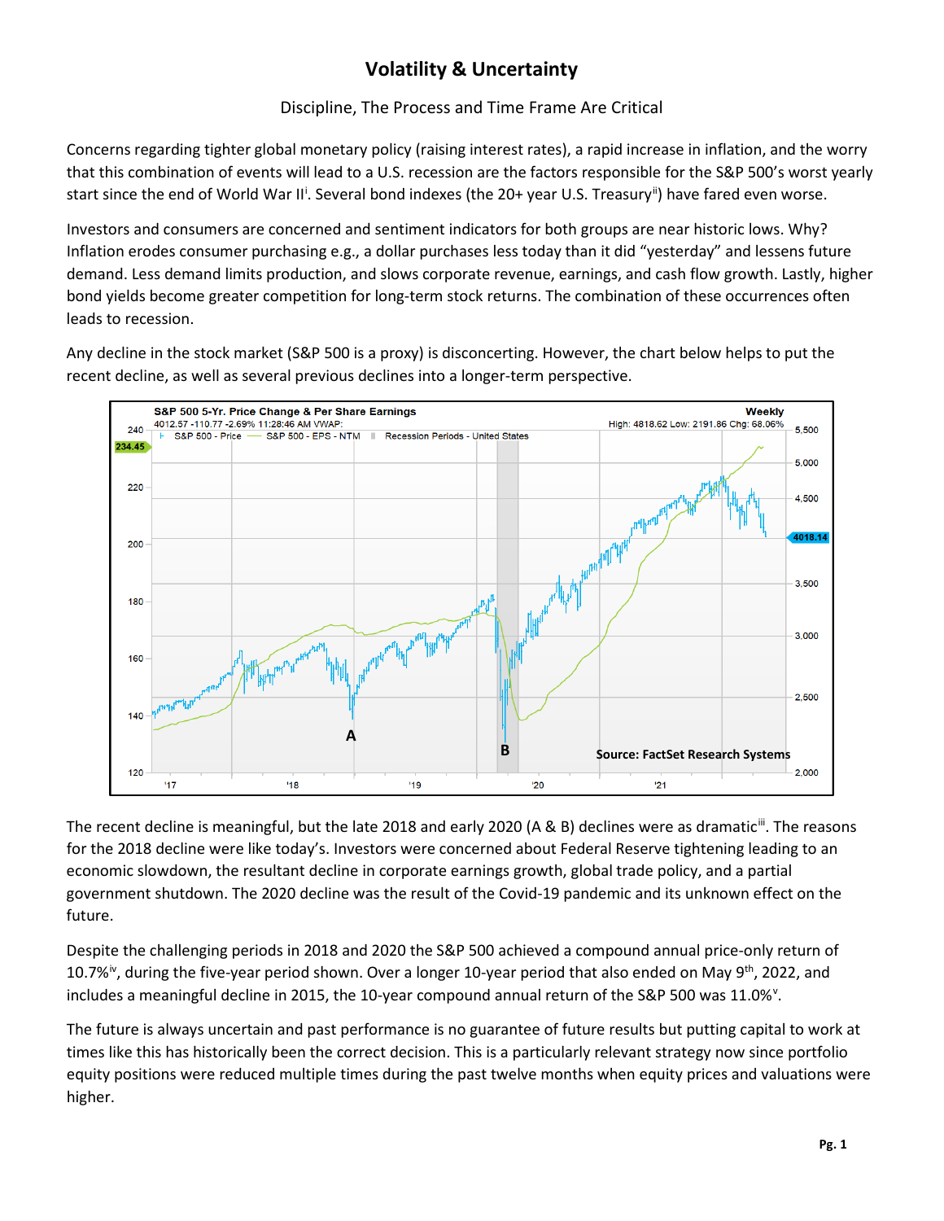# Volatility & Uncertainty

Discipline, The Process and Time Frame Are Critical

Concerns regarding tighter global monetary policy (raising interest rates), a rapid increase in inflation, and the worry that this combination of events will lead to a U.S. recession are the factors responsible for the S&P 500's worst yearly start since the end of World War II[i]. Several bond indexes (the 20+ year U.S. Treasury[ii]) have fared even worse.

Investors and consumers are concerned and sentiment indicators for both groups are near historic lows. Why? Inflation erodes consumer purchasing e.g., a dollar purchases less today than it did "yesterday" and lessens future demand. Less demand limits production, and slows corporate revenue, earnings, and cash flow growth. Lastly, higher bond yields become greater competition for long-term stock returns. The combination of these occurrences often leads to recession.

Any decline in the stock market (S&P 500 is a proxy) is disconcerting. However, the chart below helps to put the recent decline, as well as several previous declines into a longer-term perspective.

The recent decline is meaningful, but the late 2018 and early 2020 (A & B) declines were as dramatic[iii]. The reasons for the 2018 decline were like today's. Investors were concerned about Federal Reserve tightening leading to an economic slowdown, the resultant decline in corporate earnings growth, global trade policy, and a partial government shutdown. The 2020 decline was the result of the Covid-19 pandemic and its unknown effect on the future.

Despite the challenging periods in 2018 and 2020 the S&P 500 achieved a compound annual price-only return of 10.7%[iv], during the five-year period shown. Over a longer 10-year period that also ended on May 9th, 2022, and includes a meaningful decline in 2015, the 10-year compound annual return of the S&P 500 was 11.0%[v].

The future is always uncertain and past performance is no guarantee of future results but putting capital to work at times like this has historically been the correct decision. This is a particularly relevant strategy now since portfolio equity positions were reduced multiple times during the past twelve months when equity prices and valuations were higher.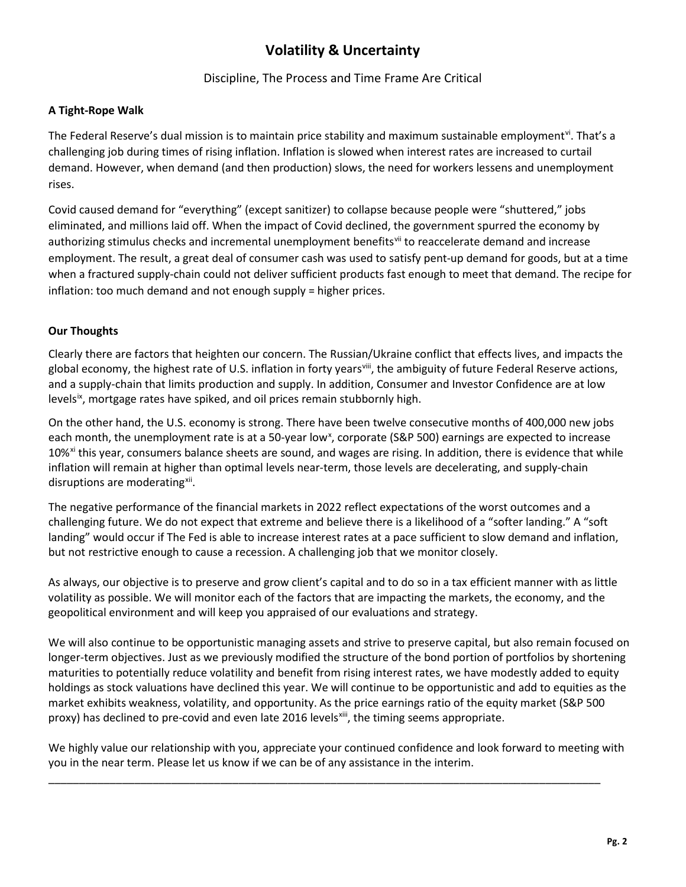# Volatility & Uncertainty

Discipline, The Process and Time Frame Are Critical

**A Tight-Rope Walk**

The Federal Reserve's dual mission is to maintain price stability and maximum sustainable employment[vi]. That's a challenging job during times of rising inflation. Inflation is slowed when interest rates are increased to curtail demand. However, when demand (and then production) slows, the need for workers lessens and unemployment rises.

Covid caused demand for "everything" (except sanitizer) to collapse because people were "shuttered," jobs eliminated, and millions laid off. When the impact of Covid declined, the government spurred the economy by authorizing stimulus checks and incremental unemployment benefits[vii] to reaccelerate demand and increase employment. The result, a great deal of consumer cash was used to satisfy pent-up demand for goods, but at a time when a fractured supply-chain could not deliver sufficient products fast enough to meet that demand. The recipe for inflation: too much demand and not enough supply = higher prices.

**Our Thoughts**

Clearly there are factors that heighten our concern. The Russian/Ukraine conflict that effects lives, and impacts the global economy, the highest rate of U.S. inflation in forty years[viii], the ambiguity of future Federal Reserve actions, and a supply-chain that limits production and supply. In addition, Consumer and Investor Confidence are at low levels[ix], mortgage rates have spiked, and oil prices remain stubbornly high.

On the other hand, the U.S. economy is strong. There have been twelve consecutive months of 400,000 new jobs each month, the unemployment rate is at a 50-year low[x], corporate (S&P 500) earnings are expected to increase 10%[xi] this year, consumers balance sheets are sound, and wages are rising. In addition, there is evidence that while inflation will remain at higher than optimal levels near-term, those levels are decelerating, and supply-chain disruptions are moderating[xii].

The negative performance of the financial markets in 2022 reflect expectations of the worst outcomes and a challenging future. We do not expect that extreme and believe there is a likelihood of a "softer landing." A "soft landing" would occur if The Fed is able to increase interest rates at a pace sufficient to slow demand and inflation, but not restrictive enough to cause a recession. A challenging job that we monitor closely.

As always, our objective is to preserve and grow client's capital and to do so in a tax efficient manner with as little volatility as possible. We will monitor each of the factors that are impacting the markets, the economy, and the geopolitical environment and will keep you appraised of our evaluations and strategy.

We will also continue to be opportunistic managing assets and strive to preserve capital, but also remain focused on longer-term objectives. Just as we previously modified the structure of the bond portion of portfolios by shortening maturities to potentially reduce volatility and benefit from rising interest rates, we have modestly added to equity holdings as stock valuations have declined this year. We will continue to be opportunistic and add to equities as the market exhibits weakness, volatility, and opportunity. As the price earnings ratio of the equity market (S&P 500 proxy) has declined to pre-covid and even late 2016 levels[xiii], the timing seems appropriate.

We highly value our relationship with you, appreciate your continued confidence and look forward to meeting with you in the near term. Please let us know if we can be of any assistance in the interim.

---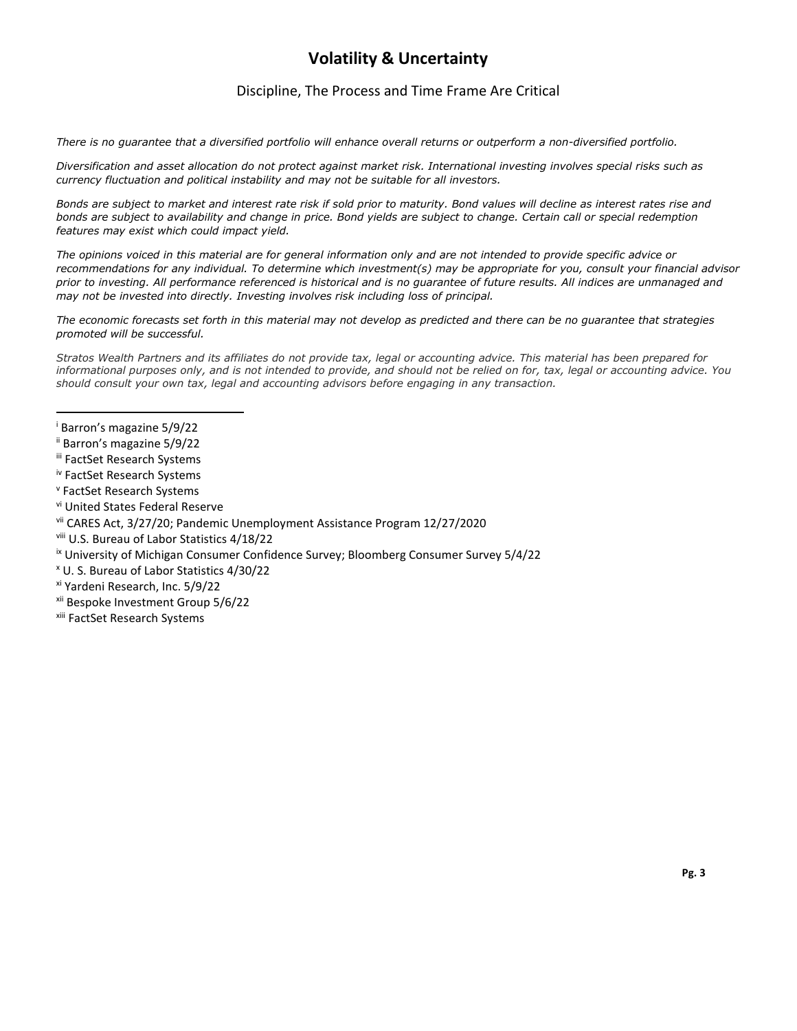# Volatility & Uncertainty

Discipline, The Process and Time Frame Are Critical

*There is no guarantee that a diversified portfolio will enhance overall returns or outperform a non-diversified portfolio.*

*Diversification and asset allocation do not protect against market risk. International investing involves special risks such as currency fluctuation and political instability and may not be suitable for all investors.*

*Bonds are subject to market and interest rate risk if sold prior to maturity. Bond values will decline as interest rates rise and bonds are subject to availability and change in price. Bond yields are subject to change. Certain call or special redemption features may exist which could impact yield.*

*The opinions voiced in this material are for general information only and are not intended to provide specific advice or recommendations for any individual. To determine which investment(s) may be appropriate for you, consult your financial advisor prior to investing. All performance referenced is historical and is no guarantee of future results. All indices are unmanaged and may not be invested into directly. Investing involves risk including loss of principal.*

*The economic forecasts set forth in this material may not develop as predicted and there can be no guarantee that strategies promoted will be successful.*

*Stratos Wealth Partners and its affiliates do not provide tax, legal or accounting advice. This material has been prepared for informational purposes only, and is not intended to provide, and should not be relied on for, tax, legal or accounting advice. You should consult your own tax, legal and accounting advisors before engaging in any transaction.*

---

[i] Barron's magazine 5/9/22

[ii] Barron's magazine 5/9/22

[iii] FactSet Research Systems

[iv] FactSet Research Systems

[v] FactSet Research Systems

[vi] United States Federal Reserve

[vii] CARES Act, 3/27/20; Pandemic Unemployment Assistance Program 12/27/2020

[viii] U.S. Bureau of Labor Statistics 4/18/22

[ix] University of Michigan Consumer Confidence Survey; Bloomberg Consumer Survey 5/4/22

[x] U. S. Bureau of Labor Statistics 4/30/22

[xi] Yardeni Research, Inc. 5/9/22

[xii] Bespoke Investment Group 5/6/22

[xiii] FactSet Research Systems